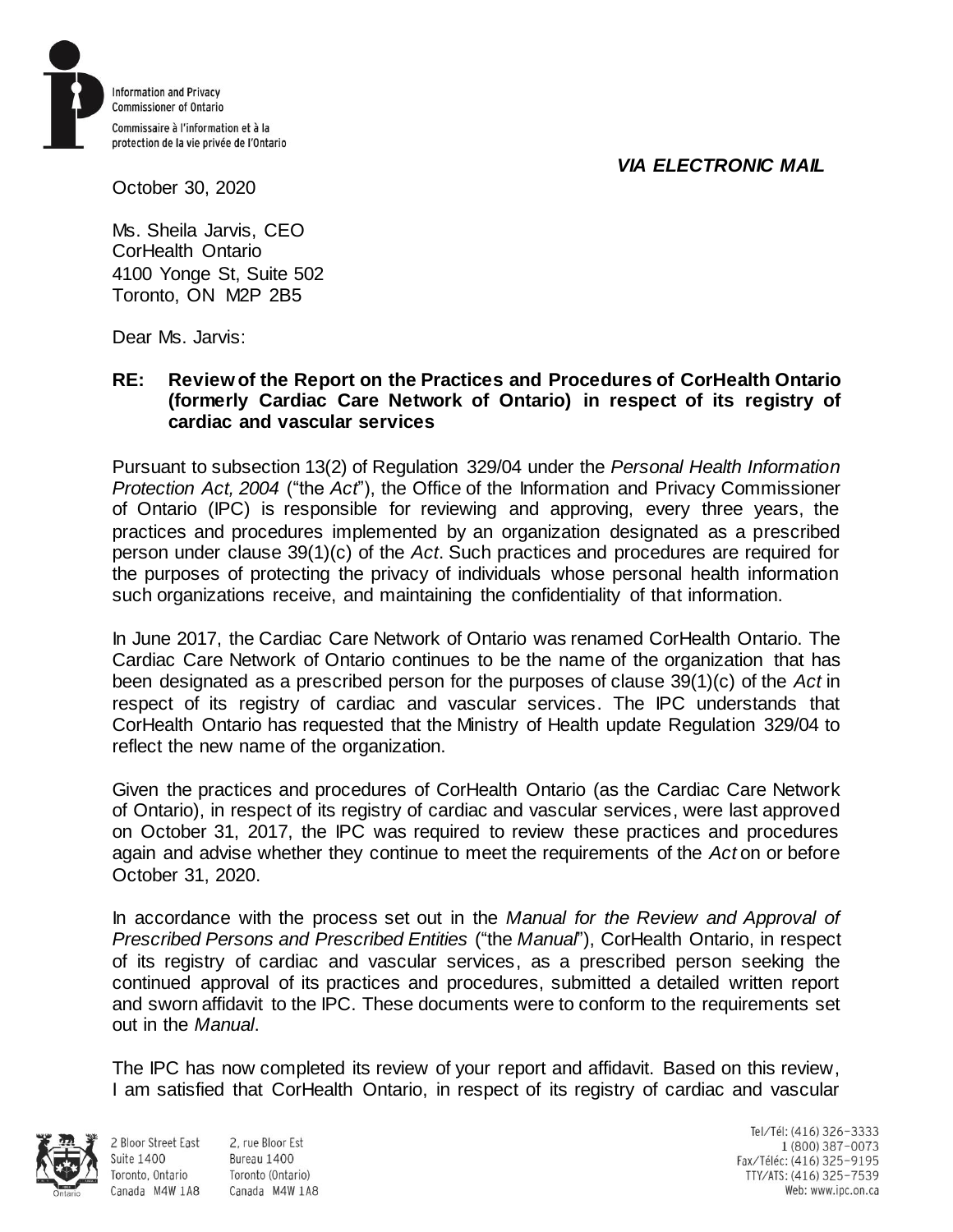Information and Privacy Commissioner of Ontario

Commissaire à l'information et à la protection de la vie privée de l'Ontario

***VIA ELECTRONIC MAIL***

October 30, 2020

Ms. Sheila Jarvis, CEO
CorHealth Ontario
4100 Yonge St, Suite 502
Toronto, ON M2P 2B5

Dear Ms. Jarvis:

**RE: Review of the Report on the Practices and Procedures of CorHealth Ontario (formerly Cardiac Care Network of Ontario) in respect of its registry of cardiac and vascular services**

Pursuant to subsection 13(2) of Regulation 329/04 under the *Personal Health Information Protection Act, 2004* ("the *Act*"), the Office of the Information and Privacy Commissioner of Ontario (IPC) is responsible for reviewing and approving, every three years, the practices and procedures implemented by an organization designated as a prescribed person under clause 39(1)(c) of the *Act*. Such practices and procedures are required for the purposes of protecting the privacy of individuals whose personal health information such organizations receive, and maintaining the confidentiality of that information.

In June 2017, the Cardiac Care Network of Ontario was renamed CorHealth Ontario. The Cardiac Care Network of Ontario continues to be the name of the organization that has been designated as a prescribed person for the purposes of clause 39(1)(c) of the *Act* in respect of its registry of cardiac and vascular services. The IPC understands that CorHealth Ontario has requested that the Ministry of Health update Regulation 329/04 to reflect the new name of the organization.

Given the practices and procedures of CorHealth Ontario (as the Cardiac Care Network of Ontario), in respect of its registry of cardiac and vascular services, were last approved on October 31, 2017, the IPC was required to review these practices and procedures again and advise whether they continue to meet the requirements of the *Act* on or before October 31, 2020.

In accordance with the process set out in the *Manual for the Review and Approval of Prescribed Persons and Prescribed Entities* ("the *Manual*"), CorHealth Ontario, in respect of its registry of cardiac and vascular services, as a prescribed person seeking the continued approval of its practices and procedures, submitted a detailed written report and sworn affidavit to the IPC. These documents were to conform to the requirements set out in the *Manual*.

The IPC has now completed its review of your report and affidavit. Based on this review, I am satisfied that CorHealth Ontario, in respect of its registry of cardiac and vascular

2 Bloor Street East
Suite 1400
Toronto, Ontario
Canada M4W 1A8

2, rue Bloor Est
Bureau 1400
Toronto (Ontario)
Canada M4W 1A8

Tel/Tél: (416) 326-3333
1 (800) 387-0073
Fax/Téléc: (416) 325-9195
TTY/ATS: (416) 325-7539
Web: www.ipc.on.ca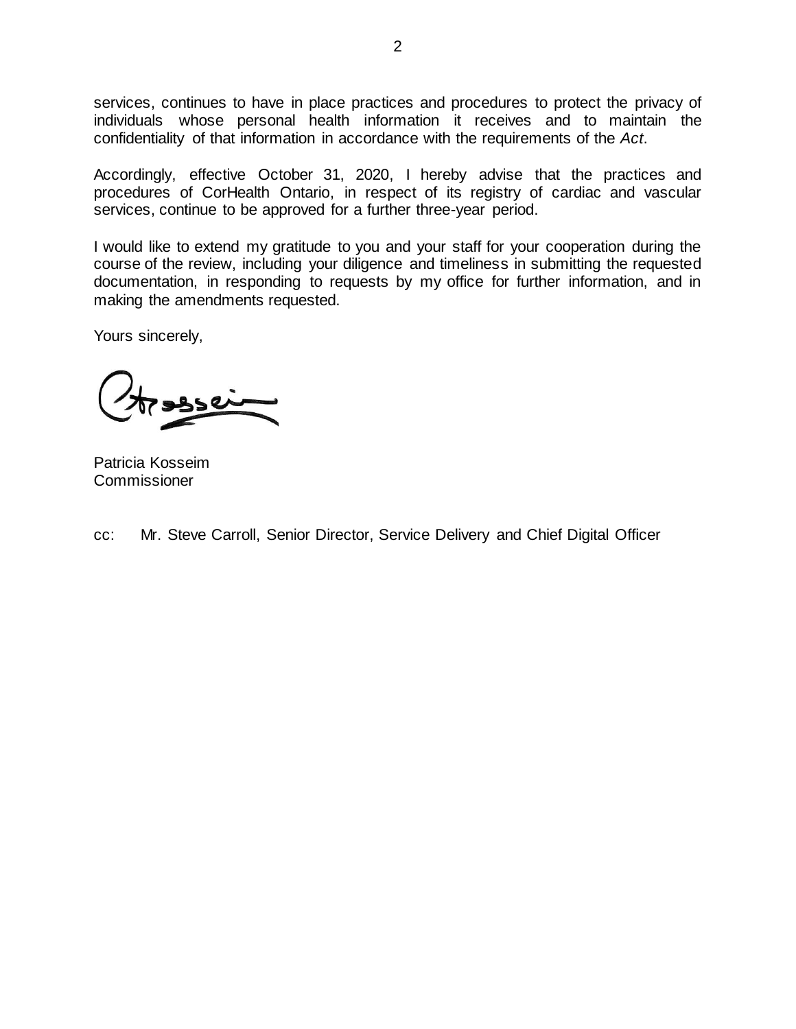services, continues to have in place practices and procedures to protect the privacy of individuals whose personal health information it receives and to maintain the confidentiality of that information in accordance with the requirements of the *Act*.

Accordingly, effective October 31, 2020, I hereby advise that the practices and procedures of CorHealth Ontario, in respect of its registry of cardiac and vascular services, continue to be approved for a further three-year period.

I would like to extend my gratitude to you and your staff for your cooperation during the course of the review, including your diligence and timeliness in submitting the requested documentation, in responding to requests by my office for further information, and in making the amendments requested.

Yours sincerely,

Patricia Kosseim
Commissioner

cc: Mr. Steve Carroll, Senior Director, Service Delivery and Chief Digital Officer